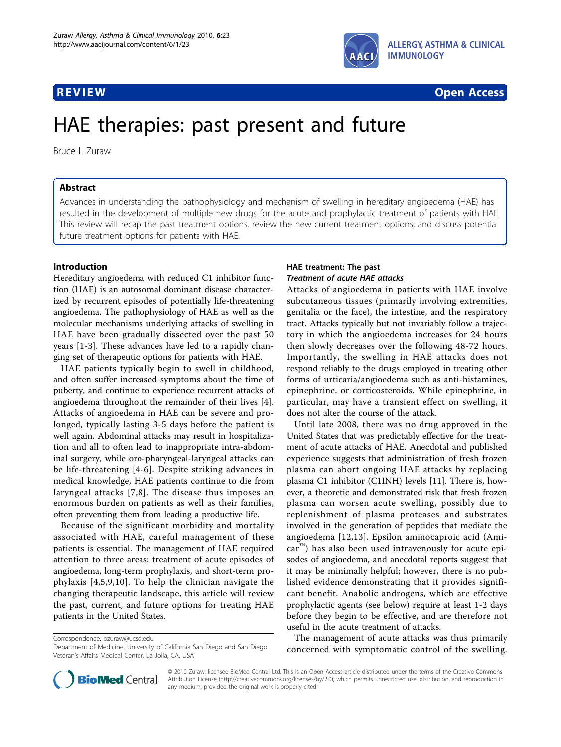**REVIEW** **Open Access**

# HAE therapies: past present and future

Bruce L Zuraw

## Abstract

Advances in understanding the pathophysiology and mechanism of swelling in hereditary angioedema (HAE) has resulted in the development of multiple new drugs for the acute and prophylactic treatment of patients with HAE. This review will recap the past treatment options, review the new current treatment options, and discuss potential future treatment options for patients with HAE.

## Introduction

Hereditary angioedema with reduced C1 inhibitor function (HAE) is an autosomal dominant disease characterized by recurrent episodes of potentially life-threatening angioedema. The pathophysiology of HAE as well as the molecular mechanisms underlying attacks of swelling in HAE have been gradually dissected over the past 50 years [1-3]. These advances have led to a rapidly changing set of therapeutic options for patients with HAE.

HAE patients typically begin to swell in childhood, and often suffer increased symptoms about the time of puberty, and continue to experience recurrent attacks of angioedema throughout the remainder of their lives [4]. Attacks of angioedema in HAE can be severe and prolonged, typically lasting 3-5 days before the patient is well again. Abdominal attacks may result in hospitalization and all to often lead to inappropriate intra-abdominal surgery, while oro-pharyngeal-laryngeal attacks can be life-threatening [4-6]. Despite striking advances in medical knowledge, HAE patients continue to die from laryngeal attacks [7,8]. The disease thus imposes an enormous burden on patients as well as their families, often preventing them from leading a productive life.

Because of the significant morbidity and mortality associated with HAE, careful management of these patients is essential. The management of HAE required attention to three areas: treatment of acute episodes of angioedema, long-term prophylaxis, and short-term prophylaxis [4,5,9,10]. To help the clinician navigate the changing therapeutic landscape, this article will review the past, current, and future options for treating HAE patients in the United States.

Correspondence: bzuraw@ucsd.edu
Department of Medicine, University of California San Diego and San Diego Veteran's Affairs Medical Center, La Jolla, CA, USA

## HAE treatment: The past

### *Treatment of acute HAE attacks*

Attacks of angioedema in patients with HAE involve subcutaneous tissues (primarily involving extremities, genitalia or the face), the intestine, and the respiratory tract. Attacks typically but not invariably follow a trajectory in which the angioedema increases for 24 hours then slowly decreases over the following 48-72 hours. Importantly, the swelling in HAE attacks does not respond reliably to the drugs employed in treating other forms of urticaria/angioedema such as anti-histamines, epinephrine, or corticosteroids. While epinephrine, in particular, may have a transient effect on swelling, it does not alter the course of the attack.

Until late 2008, there was no drug approved in the United States that was predictably effective for the treatment of acute attacks of HAE. Anecdotal and published experience suggests that administration of fresh frozen plasma can abort ongoing HAE attacks by replacing plasma C1 inhibitor (C1INH) levels [11]. There is, however, a theoretic and demonstrated risk that fresh frozen plasma can worsen acute swelling, possibly due to replenishment of plasma proteases and substrates involved in the generation of peptides that mediate the angioedema [12,13]. Epsilon aminocaproic acid (Amicar™) has also been used intravenously for acute episodes of angioedema, and anecdotal reports suggest that it may be minimally helpful; however, there is no published evidence demonstrating that it provides significant benefit. Anabolic androgens, which are effective prophylactic agents (see below) require at least 1-2 days before they begin to be effective, and are therefore not useful in the acute treatment of attacks.

The management of acute attacks was thus primarily concerned with symptomatic control of the swelling.

© 2010 Zuraw; licensee BioMed Central Ltd. This is an Open Access article distributed under the terms of the Creative Commons Attribution License (http://creativecommons.org/licenses/by/2.0), which permits unrestricted use, distribution, and reproduction in any medium, provided the original work is properly cited.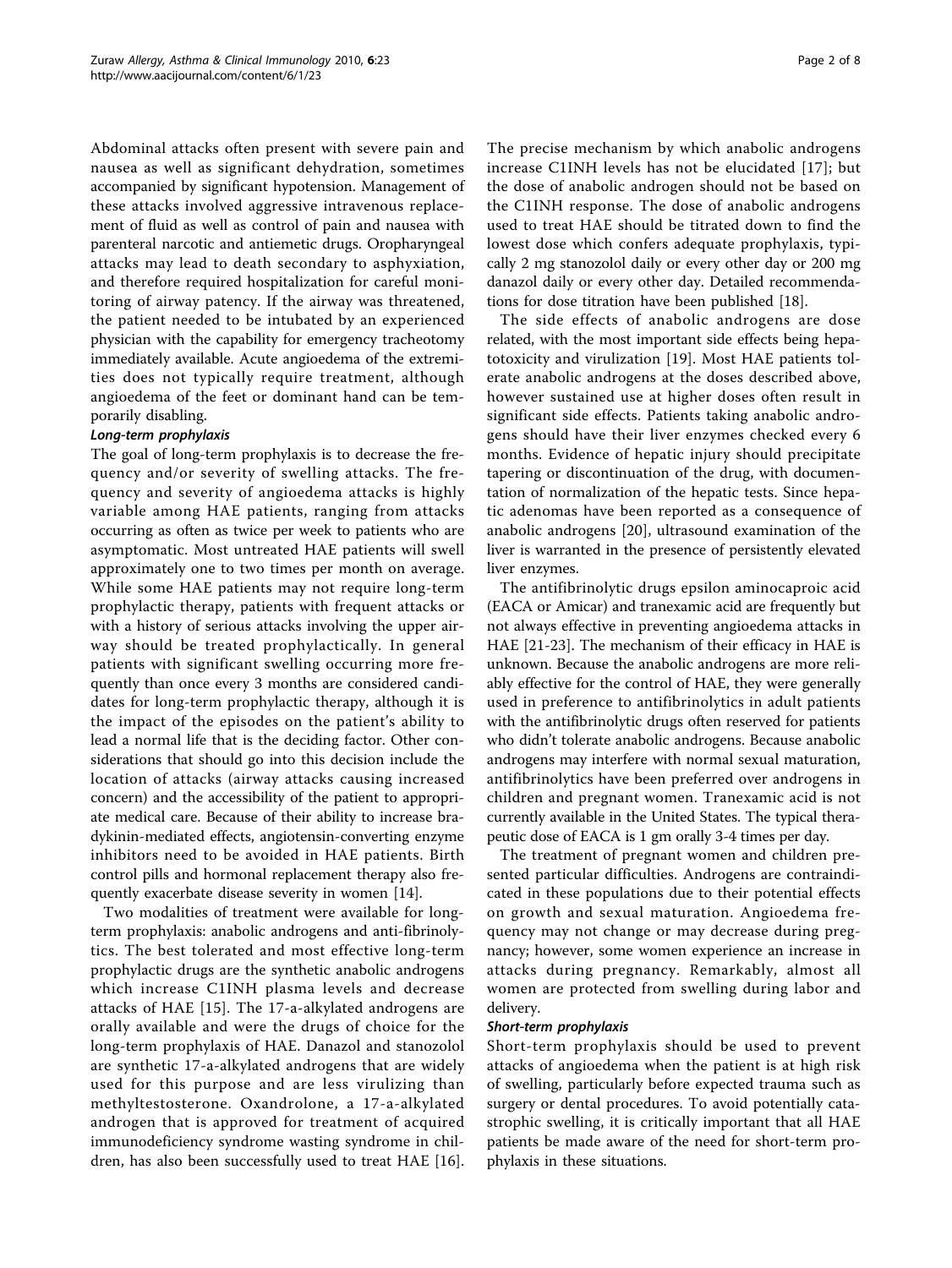Abdominal attacks often present with severe pain and nausea as well as significant dehydration, sometimes accompanied by significant hypotension. Management of these attacks involved aggressive intravenous replacement of fluid as well as control of pain and nausea with parenteral narcotic and antiemetic drugs. Oropharyngeal attacks may lead to death secondary to asphyxiation, and therefore required hospitalization for careful monitoring of airway patency. If the airway was threatened, the patient needed to be intubated by an experienced physician with the capability for emergency tracheotomy immediately available. Acute angioedema of the extremities does not typically require treatment, although angioedema of the feet or dominant hand can be temporarily disabling.

#### *Long-term prophylaxis*

The goal of long-term prophylaxis is to decrease the frequency and/or severity of swelling attacks. The frequency and severity of angioedema attacks is highly variable among HAE patients, ranging from attacks occurring as often as twice per week to patients who are asymptomatic. Most untreated HAE patients will swell approximately one to two times per month on average. While some HAE patients may not require long-term prophylactic therapy, patients with frequent attacks or with a history of serious attacks involving the upper airway should be treated prophylactically. In general patients with significant swelling occurring more frequently than once every 3 months are considered candidates for long-term prophylactic therapy, although it is the impact of the episodes on the patient's ability to lead a normal life that is the deciding factor. Other considerations that should go into this decision include the location of attacks (airway attacks causing increased concern) and the accessibility of the patient to appropriate medical care. Because of their ability to increase bradykinin-mediated effects, angiotensin-converting enzyme inhibitors need to be avoided in HAE patients. Birth control pills and hormonal replacement therapy also frequently exacerbate disease severity in women [14].

Two modalities of treatment were available for long-term prophylaxis: anabolic androgens and anti-fibrinolytics. The best tolerated and most effective long-term prophylactic drugs are the synthetic anabolic androgens which increase C1INH plasma levels and decrease attacks of HAE [15]. The 17-a-alkylated androgens are orally available and were the drugs of choice for the long-term prophylaxis of HAE. Danazol and stanozolol are synthetic 17-a-alkylated androgens that are widely used for this purpose and are less virulizing than methyltestosterone. Oxandrolone, a 17-a-alkylated androgen that is approved for treatment of acquired immunodeficiency syndrome wasting syndrome in children, has also been successfully used to treat HAE [16]. The precise mechanism by which anabolic androgens increase C1INH levels has not be elucidated [17]; but the dose of anabolic androgen should not be based on the C1INH response. The dose of anabolic androgens used to treat HAE should be titrated down to find the lowest dose which confers adequate prophylaxis, typically 2 mg stanozolol daily or every other day or 200 mg danazol daily or every other day. Detailed recommendations for dose titration have been published [18].

The side effects of anabolic androgens are dose related, with the most important side effects being hepatotoxicity and virulization [19]. Most HAE patients tolerate anabolic androgens at the doses described above, however sustained use at higher doses often result in significant side effects. Patients taking anabolic androgens should have their liver enzymes checked every 6 months. Evidence of hepatic injury should precipitate tapering or discontinuation of the drug, with documentation of normalization of the hepatic tests. Since hepatic adenomas have been reported as a consequence of anabolic androgens [20], ultrasound examination of the liver is warranted in the presence of persistently elevated liver enzymes.

The antifibrinolytic drugs epsilon aminocaproic acid (EACA or Amicar) and tranexamic acid are frequently but not always effective in preventing angioedema attacks in HAE [21-23]. The mechanism of their efficacy in HAE is unknown. Because the anabolic androgens are more reliably effective for the control of HAE, they were generally used in preference to antifibrinolytics in adult patients with the antifibrinolytic drugs often reserved for patients who didn't tolerate anabolic androgens. Because anabolic androgens may interfere with normal sexual maturation, antifibrinolytics have been preferred over androgens in children and pregnant women. Tranexamic acid is not currently available in the United States. The typical therapeutic dose of EACA is 1 gm orally 3-4 times per day.

The treatment of pregnant women and children presented particular difficulties. Androgens are contraindicated in these populations due to their potential effects on growth and sexual maturation. Angioedema frequency may not change or may decrease during pregnancy; however, some women experience an increase in attacks during pregnancy. Remarkably, almost all women are protected from swelling during labor and delivery.

#### *Short-term prophylaxis*

Short-term prophylaxis should be used to prevent attacks of angioedema when the patient is at high risk of swelling, particularly before expected trauma such as surgery or dental procedures. To avoid potentially catastrophic swelling, it is critically important that all HAE patients be made aware of the need for short-term prophylaxis in these situations.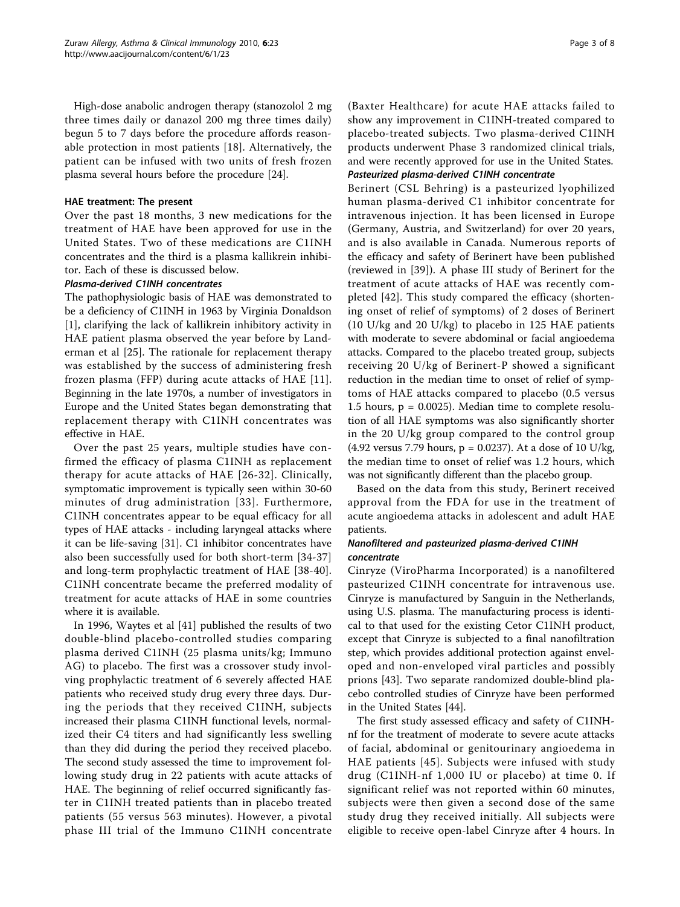High-dose anabolic androgen therapy (stanozolol 2 mg three times daily or danazol 200 mg three times daily) begun 5 to 7 days before the procedure affords reasonable protection in most patients [18]. Alternatively, the patient can be infused with two units of fresh frozen plasma several hours before the procedure [24].

## HAE treatment: The present

Over the past 18 months, 3 new medications for the treatment of HAE have been approved for use in the United States. Two of these medications are C1INH concentrates and the third is a plasma kallikrein inhibitor. Each of these is discussed below.

### *Plasma-derived C1INH concentrates*

The pathophysiologic basis of HAE was demonstrated to be a deficiency of C1INH in 1963 by Virginia Donaldson [1], clarifying the lack of kallikrein inhibitory activity in HAE patient plasma observed the year before by Landerman et al [25]. The rationale for replacement therapy was established by the success of administering fresh frozen plasma (FFP) during acute attacks of HAE [11]. Beginning in the late 1970s, a number of investigators in Europe and the United States began demonstrating that replacement therapy with C1INH concentrates was effective in HAE.

Over the past 25 years, multiple studies have confirmed the efficacy of plasma C1INH as replacement therapy for acute attacks of HAE [26-32]. Clinically, symptomatic improvement is typically seen within 30-60 minutes of drug administration [33]. Furthermore, C1INH concentrates appear to be equal efficacy for all types of HAE attacks - including laryngeal attacks where it can be life-saving [31]. C1 inhibitor concentrates have also been successfully used for both short-term [34-37] and long-term prophylactic treatment of HAE [38-40]. C1INH concentrate became the preferred modality of treatment for acute attacks of HAE in some countries where it is available.

In 1996, Waytes et al [41] published the results of two double-blind placebo-controlled studies comparing plasma derived C1INH (25 plasma units/kg; Immuno AG) to placebo. The first was a crossover study involving prophylactic treatment of 6 severely affected HAE patients who received study drug every three days. During the periods that they received C1INH, subjects increased their plasma C1INH functional levels, normalized their C4 titers and had significantly less swelling than they did during the period they received placebo. The second study assessed the time to improvement following study drug in 22 patients with acute attacks of HAE. The beginning of relief occurred significantly faster in C1INH treated patients than in placebo treated patients (55 versus 563 minutes). However, a pivotal phase III trial of the Immuno C1INH concentrate (Baxter Healthcare) for acute HAE attacks failed to show any improvement in C1INH-treated compared to placebo-treated subjects. Two plasma-derived C1INH products underwent Phase 3 randomized clinical trials, and were recently approved for use in the United States.

### *Pasteurized plasma-derived C1INH concentrate*

Berinert (CSL Behring) is a pasteurized lyophilized human plasma-derived C1 inhibitor concentrate for intravenous injection. It has been licensed in Europe (Germany, Austria, and Switzerland) for over 20 years, and is also available in Canada. Numerous reports of the efficacy and safety of Berinert have been published (reviewed in [39]). A phase III study of Berinert for the treatment of acute attacks of HAE was recently completed [42]. This study compared the efficacy (shortening onset of relief of symptoms) of 2 doses of Berinert (10 U/kg and 20 U/kg) to placebo in 125 HAE patients with moderate to severe abdominal or facial angioedema attacks. Compared to the placebo treated group, subjects receiving 20 U/kg of Berinert-P showed a significant reduction in the median time to onset of relief of symptoms of HAE attacks compared to placebo (0.5 versus 1.5 hours, $p = 0.0025$). Median time to complete resolution of all HAE symptoms was also significantly shorter in the 20 U/kg group compared to the control group (4.92 versus 7.79 hours, $p = 0.0237$). At a dose of 10 U/kg, the median time to onset of relief was 1.2 hours, which was not significantly different than the placebo group.

Based on the data from this study, Berinert received approval from the FDA for use in the treatment of acute angioedema attacks in adolescent and adult HAE patients.

### *Nanofiltered and pasteurized plasma-derived C1INH concentrate*

Cinryze (ViroPharma Incorporated) is a nanofiltered pasteurized C1INH concentrate for intravenous use. Cinryze is manufactured by Sanguin in the Netherlands, using U.S. plasma. The manufacturing process is identical to that used for the existing Cetor C1INH product, except that Cinryze is subjected to a final nanofiltration step, which provides additional protection against enveloped and non-enveloped viral particles and possibly prions [43]. Two separate randomized double-blind placebo controlled studies of Cinryze have been performed in the United States [44].

The first study assessed efficacy and safety of C1INH-nf for the treatment of moderate to severe acute attacks of facial, abdominal or genitourinary angioedema in HAE patients [45]. Subjects were infused with study drug (C1INH-nf 1,000 IU or placebo) at time 0. If significant relief was not reported within 60 minutes, subjects were then given a second dose of the same study drug they received initially. All subjects were eligible to receive open-label Cinryze after 4 hours. In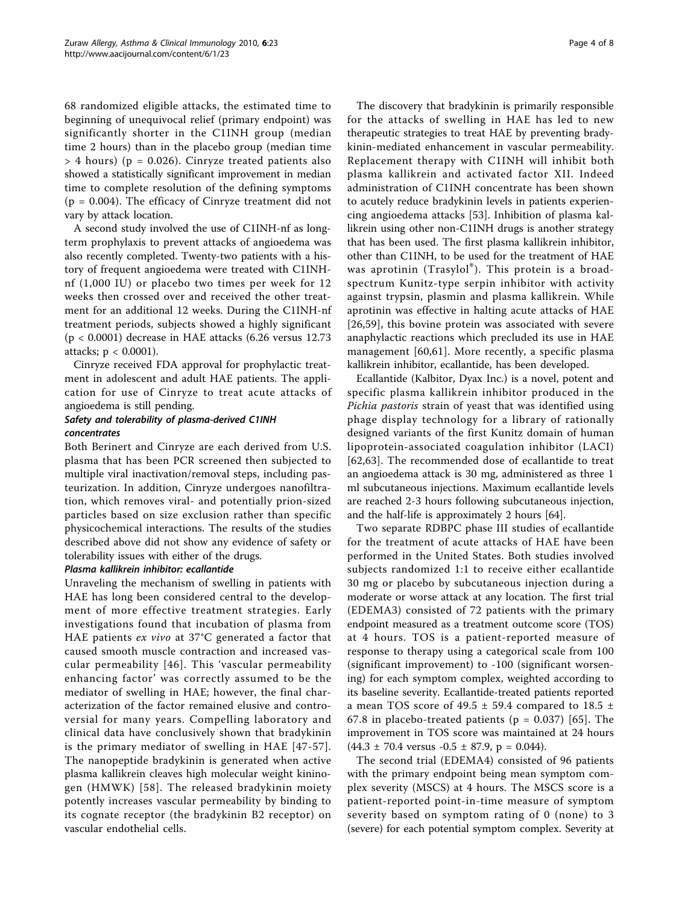68 randomized eligible attacks, the estimated time to beginning of unequivocal relief (primary endpoint) was significantly shorter in the C1INH group (median time 2 hours) than in the placebo group (median time > 4 hours) ($p = 0.026$). Cinryze treated patients also showed a statistically significant improvement in median time to complete resolution of the defining symptoms ($p = 0.004$). The efficacy of Cinryze treatment did not vary by attack location.

A second study involved the use of C1INH-nf as long-term prophylaxis to prevent attacks of angioedema was also recently completed. Twenty-two patients with a history of frequent angioedema were treated with C1INH-nf (1,000 IU) or placebo two times per week for 12 weeks then crossed over and received the other treatment for an additional 12 weeks. During the C1INH-nf treatment periods, subjects showed a highly significant ($p < 0.0001$) decrease in HAE attacks (6.26 versus 12.73 attacks; $p < 0.0001$).

Cinryze received FDA approval for prophylactic treatment in adolescent and adult HAE patients. The application for use of Cinryze to treat acute attacks of angioedema is still pending.

#### *Safety and tolerability of plasma-derived C1INH concentrates*

Both Berinert and Cinryze are each derived from U.S. plasma that has been PCR screened then subjected to multiple viral inactivation/removal steps, including pasteurization. In addition, Cinryze undergoes nanofiltration, which removes viral- and potentially prion-sized particles based on size exclusion rather than specific physicochemical interactions. The results of the studies described above did not show any evidence of safety or tolerability issues with either of the drugs.

#### *Plasma kallikrein inhibitor: ecallantide*

Unraveling the mechanism of swelling in patients with HAE has long been considered central to the development of more effective treatment strategies. Early investigations found that incubation of plasma from HAE patients *ex vivo* at 37°C generated a factor that caused smooth muscle contraction and increased vascular permeability [46]. This 'vascular permeability enhancing factor' was correctly assumed to be the mediator of swelling in HAE; however, the final characterization of the factor remained elusive and controversial for many years. Compelling laboratory and clinical data have conclusively shown that bradykinin is the primary mediator of swelling in HAE [47-57]. The nanopeptide bradykinin is generated when active plasma kallikrein cleaves high molecular weight kininogen (HMWK) [58]. The released bradykinin moiety potently increases vascular permeability by binding to its cognate receptor (the bradykinin B2 receptor) on vascular endothelial cells.

The discovery that bradykinin is primarily responsible for the attacks of swelling in HAE has led to new therapeutic strategies to treat HAE by preventing bradykinin-mediated enhancement in vascular permeability. Replacement therapy with C1INH will inhibit both plasma kallikrein and activated factor XII. Indeed administration of C1INH concentrate has been shown to acutely reduce bradykinin levels in patients experiencing angioedema attacks [53]. Inhibition of plasma kallikrein using other non-C1INH drugs is another strategy that has been used. The first plasma kallikrein inhibitor, other than C1INH, to be used for the treatment of HAE was aprotinin (Trasylol®). This protein is a broad-spectrum Kunitz-type serpin inhibitor with activity against trypsin, plasmin and plasma kallikrein. While aprotinin was effective in halting acute attacks of HAE [26,59], this bovine protein was associated with severe anaphylactic reactions which precluded its use in HAE management [60,61]. More recently, a specific plasma kallikrein inhibitor, ecallantide, has been developed.

Ecallantide (Kalbitor, Dyax Inc.) is a novel, potent and specific plasma kallikrein inhibitor produced in the *Pichia pastoris* strain of yeast that was identified using phage display technology for a library of rationally designed variants of the first Kunitz domain of human lipoprotein-associated coagulation inhibitor (LACI) [62,63]. The recommended dose of ecallantide to treat an angioedema attack is 30 mg, administered as three 1 ml subcutaneous injections. Maximum ecallantide levels are reached 2-3 hours following subcutaneous injection, and the half-life is approximately 2 hours [64].

Two separate RDBPC phase III studies of ecallantide for the treatment of acute attacks of HAE have been performed in the United States. Both studies involved subjects randomized 1:1 to receive either ecallantide 30 mg or placebo by subcutaneous injection during a moderate or worse attack at any location. The first trial (EDEMA3) consisted of 72 patients with the primary endpoint measured as a treatment outcome score (TOS) at 4 hours. TOS is a patient-reported measure of response to therapy using a categorical scale from 100 (significant improvement) to -100 (significant worsening) for each symptom complex, weighted according to its baseline severity. Ecallantide-treated patients reported a mean TOS score of $49.5 \pm 59.4$ compared to $18.5 \pm 67.8$ in placebo-treated patients ($p = 0.037$) [65]. The improvement in TOS score was maintained at 24 hours ($44.3 \pm 70.4$ versus $-0.5 \pm 87.9$, $p = 0.044$).

The second trial (EDEMA4) consisted of 96 patients with the primary endpoint being mean symptom complex severity (MSCS) at 4 hours. The MSCS score is a patient-reported point-in-time measure of symptom severity based on symptom rating of 0 (none) to 3 (severe) for each potential symptom complex. Severity at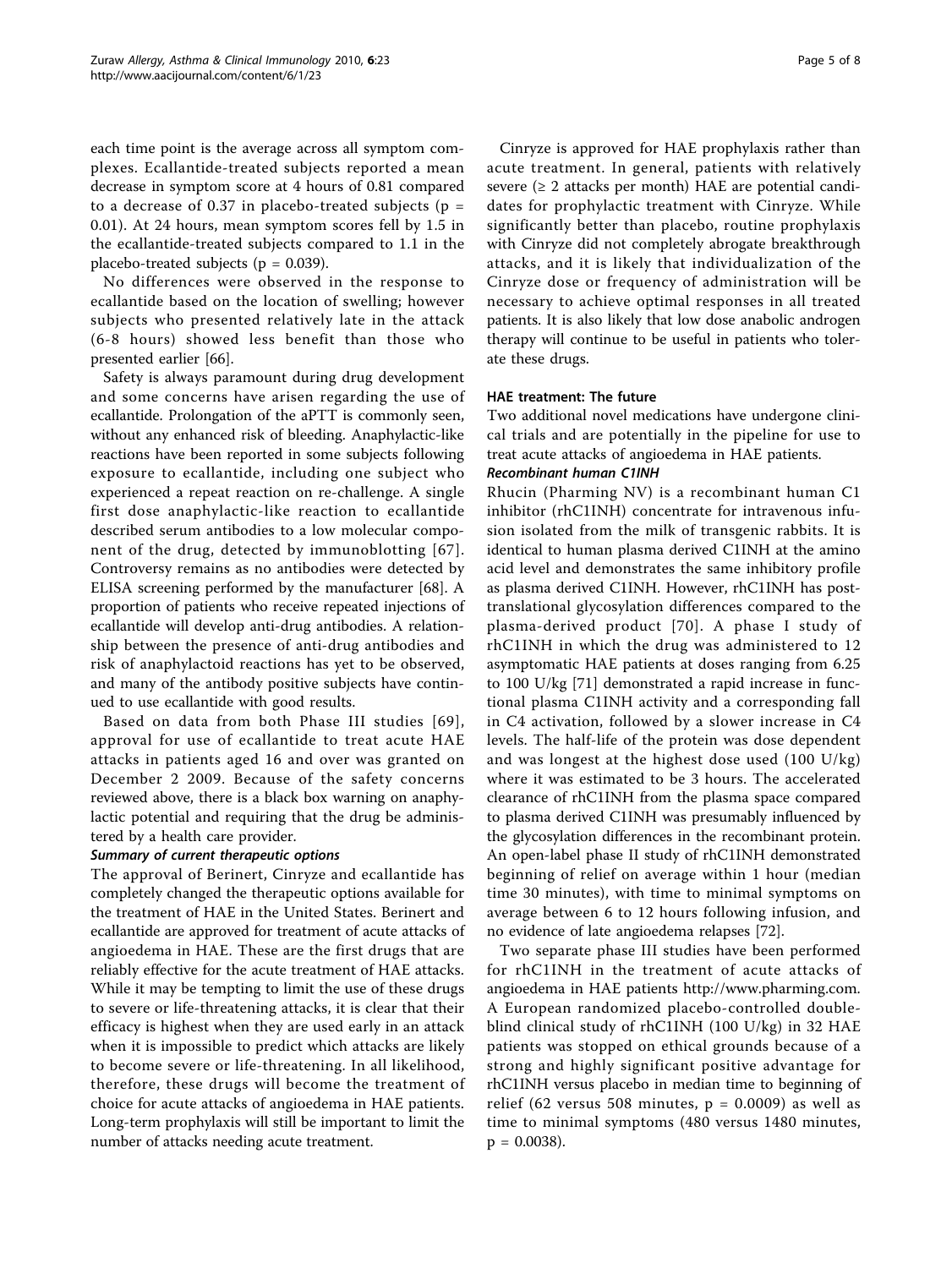each time point is the average across all symptom complexes. Ecallantide-treated subjects reported a mean decrease in symptom score at 4 hours of 0.81 compared to a decrease of 0.37 in placebo-treated subjects ($p = 0.01$). At 24 hours, mean symptom scores fell by 1.5 in the ecallantide-treated subjects compared to 1.1 in the placebo-treated subjects ($p = 0.039$).

No differences were observed in the response to ecallantide based on the location of swelling; however subjects who presented relatively late in the attack (6-8 hours) showed less benefit than those who presented earlier [66].

Safety is always paramount during drug development and some concerns have arisen regarding the use of ecallantide. Prolongation of the aPTT is commonly seen, without any enhanced risk of bleeding. Anaphylactic-like reactions have been reported in some subjects following exposure to ecallantide, including one subject who experienced a repeat reaction on re-challenge. A single first dose anaphylactic-like reaction to ecallantide described serum antibodies to a low molecular component of the drug, detected by immunoblotting [67]. Controversy remains as no antibodies were detected by ELISA screening performed by the manufacturer [68]. A proportion of patients who receive repeated injections of ecallantide will develop anti-drug antibodies. A relationship between the presence of anti-drug antibodies and risk of anaphylactoid reactions has yet to be observed, and many of the antibody positive subjects have continued to use ecallantide with good results.

Based on data from both Phase III studies [69], approval for use of ecallantide to treat acute HAE attacks in patients aged 16 and over was granted on December 2 2009. Because of the safety concerns reviewed above, there is a black box warning on anaphylactic potential and requiring that the drug be administered by a health care provider.

#### *Summary of current therapeutic options*

The approval of Berinert, Cinryze and ecallantide has completely changed the therapeutic options available for the treatment of HAE in the United States. Berinert and ecallantide are approved for treatment of acute attacks of angioedema in HAE. These are the first drugs that are reliably effective for the acute treatment of HAE attacks. While it may be tempting to limit the use of these drugs to severe or life-threatening attacks, it is clear that their efficacy is highest when they are used early in an attack when it is impossible to predict which attacks are likely to become severe or life-threatening. In all likelihood, therefore, these drugs will become the treatment of choice for acute attacks of angioedema in HAE patients. Long-term prophylaxis will still be important to limit the number of attacks needing acute treatment.

Cinryze is approved for HAE prophylaxis rather than acute treatment. In general, patients with relatively severe (≥ 2 attacks per month) HAE are potential candidates for prophylactic treatment with Cinryze. While significantly better than placebo, routine prophylaxis with Cinryze did not completely abrogate breakthrough attacks, and it is likely that individualization of the Cinryze dose or frequency of administration will be necessary to achieve optimal responses in all treated patients. It is also likely that low dose anabolic androgen therapy will continue to be useful in patients who tolerate these drugs.

### HAE treatment: The future

Two additional novel medications have undergone clinical trials and are potentially in the pipeline for use to treat acute attacks of angioedema in HAE patients.

#### *Recombinant human C1INH*

Rhucin (Pharming NV) is a recombinant human C1 inhibitor (rhC1INH) concentrate for intravenous infusion isolated from the milk of transgenic rabbits. It is identical to human plasma derived C1INH at the amino acid level and demonstrates the same inhibitory profile as plasma derived C1INH. However, rhC1INH has post-translational glycosylation differences compared to the plasma-derived product [70]. A phase I study of rhC1INH in which the drug was administered to 12 asymptomatic HAE patients at doses ranging from 6.25 to 100 U/kg [71] demonstrated a rapid increase in functional plasma C1INH activity and a corresponding fall in C4 activation, followed by a slower increase in C4 levels. The half-life of the protein was dose dependent and was longest at the highest dose used (100 U/kg) where it was estimated to be 3 hours. The accelerated clearance of rhC1INH from the plasma space compared to plasma derived C1INH was presumably influenced by the glycosylation differences in the recombinant protein. An open-label phase II study of rhC1INH demonstrated beginning of relief on average within 1 hour (median time 30 minutes), with time to minimal symptoms on average between 6 to 12 hours following infusion, and no evidence of late angioedema relapses [72].

Two separate phase III studies have been performed for rhC1INH in the treatment of acute attacks of angioedema in HAE patients http://www.pharming.com. A European randomized placebo-controlled double-blind clinical study of rhC1INH (100 U/kg) in 32 HAE patients was stopped on ethical grounds because of a strong and highly significant positive advantage for rhC1INH versus placebo in median time to beginning of relief (62 versus 508 minutes, $p = 0.0009$) as well as time to minimal symptoms (480 versus 1480 minutes, $p = 0.0038$).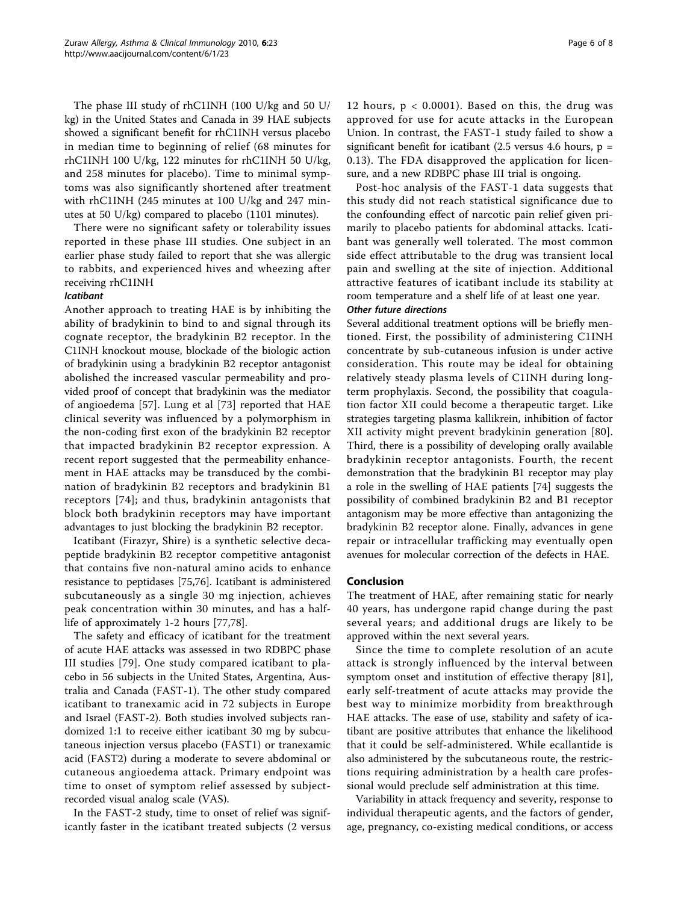The phase III study of rhC1INH (100 U/kg and 50 U/kg) in the United States and Canada in 39 HAE subjects showed a significant benefit for rhC1INH versus placebo in median time to beginning of relief (68 minutes for rhC1INH 100 U/kg, 122 minutes for rhC1INH 50 U/kg, and 258 minutes for placebo). Time to minimal symptoms was also significantly shortened after treatment with rhC1INH (245 minutes at 100 U/kg and 247 minutes at 50 U/kg) compared to placebo (1101 minutes).

There were no significant safety or tolerability issues reported in these phase III studies. One subject in an earlier phase study failed to report that she was allergic to rabbits, and experienced hives and wheezing after receiving rhC1INH

### *Icatibant*

Another approach to treating HAE is by inhibiting the ability of bradykinin to bind to and signal through its cognate receptor, the bradykinin B2 receptor. In the C1INH knockout mouse, blockade of the biologic action of bradykinin using a bradykinin B2 receptor antagonist abolished the increased vascular permeability and provided proof of concept that bradykinin was the mediator of angioedema [57]. Lung et al [73] reported that HAE clinical severity was influenced by a polymorphism in the non-coding first exon of the bradykinin B2 receptor that impacted bradykinin B2 receptor expression. A recent report suggested that the permeability enhancement in HAE attacks may be transduced by the combination of bradykinin B2 receptors and bradykinin B1 receptors [74]; and thus, bradykinin antagonists that block both bradykinin receptors may have important advantages to just blocking the bradykinin B2 receptor.

Icatibant (Firazyr, Shire) is a synthetic selective decapeptide bradykinin B2 receptor competitive antagonist that contains five non-natural amino acids to enhance resistance to peptidases [75,76]. Icatibant is administered subcutaneously as a single 30 mg injection, achieves peak concentration within 30 minutes, and has a half-life of approximately 1-2 hours [77,78].

The safety and efficacy of icatibant for the treatment of acute HAE attacks was assessed in two RDBPC phase III studies [79]. One study compared icatibant to placebo in 56 subjects in the United States, Argentina, Australia and Canada (FAST-1). The other study compared icatibant to tranexamic acid in 72 subjects in Europe and Israel (FAST-2). Both studies involved subjects randomized 1:1 to receive either icatibant 30 mg by subcutaneous injection versus placebo (FAST1) or tranexamic acid (FAST2) during a moderate to severe abdominal or cutaneous angioedema attack. Primary endpoint was time to onset of symptom relief assessed by subject-recorded visual analog scale (VAS).

In the FAST-2 study, time to onset of relief was significantly faster in the icatibant treated subjects (2 versus 12 hours, $p < 0.0001$). Based on this, the drug was approved for use for acute attacks in the European Union. In contrast, the FAST-1 study failed to show a significant benefit for icatibant (2.5 versus 4.6 hours, $p = 0.13$). The FDA disapproved the application for licensure, and a new RDBPC phase III trial is ongoing.

Post-hoc analysis of the FAST-1 data suggests that this study did not reach statistical significance due to the confounding effect of narcotic pain relief given primarily to placebo patients for abdominal attacks. Icatibant was generally well tolerated. The most common side effect attributable to the drug was transient local pain and swelling at the site of injection. Additional attractive features of icatibant include its stability at room temperature and a shelf life of at least one year.

### *Other future directions*

Several additional treatment options will be briefly mentioned. First, the possibility of administering C1INH concentrate by sub-cutaneous infusion is under active consideration. This route may be ideal for obtaining relatively steady plasma levels of C1INH during long-term prophylaxis. Second, the possibility that coagulation factor XII could become a therapeutic target. Like strategies targeting plasma kallikrein, inhibition of factor XII activity might prevent bradykinin generation [80]. Third, there is a possibility of developing orally available bradykinin receptor antagonists. Fourth, the recent demonstration that the bradykinin B1 receptor may play a role in the swelling of HAE patients [74] suggests the possibility of combined bradykinin B2 and B1 receptor antagonism may be more effective than antagonizing the bradykinin B2 receptor alone. Finally, advances in gene repair or intracellular trafficking may eventually open avenues for molecular correction of the defects in HAE.

## Conclusion

The treatment of HAE, after remaining static for nearly 40 years, has undergone rapid change during the past several years; and additional drugs are likely to be approved within the next several years.

Since the time to complete resolution of an acute attack is strongly influenced by the interval between symptom onset and institution of effective therapy [81], early self-treatment of acute attacks may provide the best way to minimize morbidity from breakthrough HAE attacks. The ease of use, stability and safety of icatibant are positive attributes that enhance the likelihood that it could be self-administered. While ecallantide is also administered by the subcutaneous route, the restrictions requiring administration by a health care professional would preclude self administration at this time.

Variability in attack frequency and severity, response to individual therapeutic agents, and the factors of gender, age, pregnancy, co-existing medical conditions, or access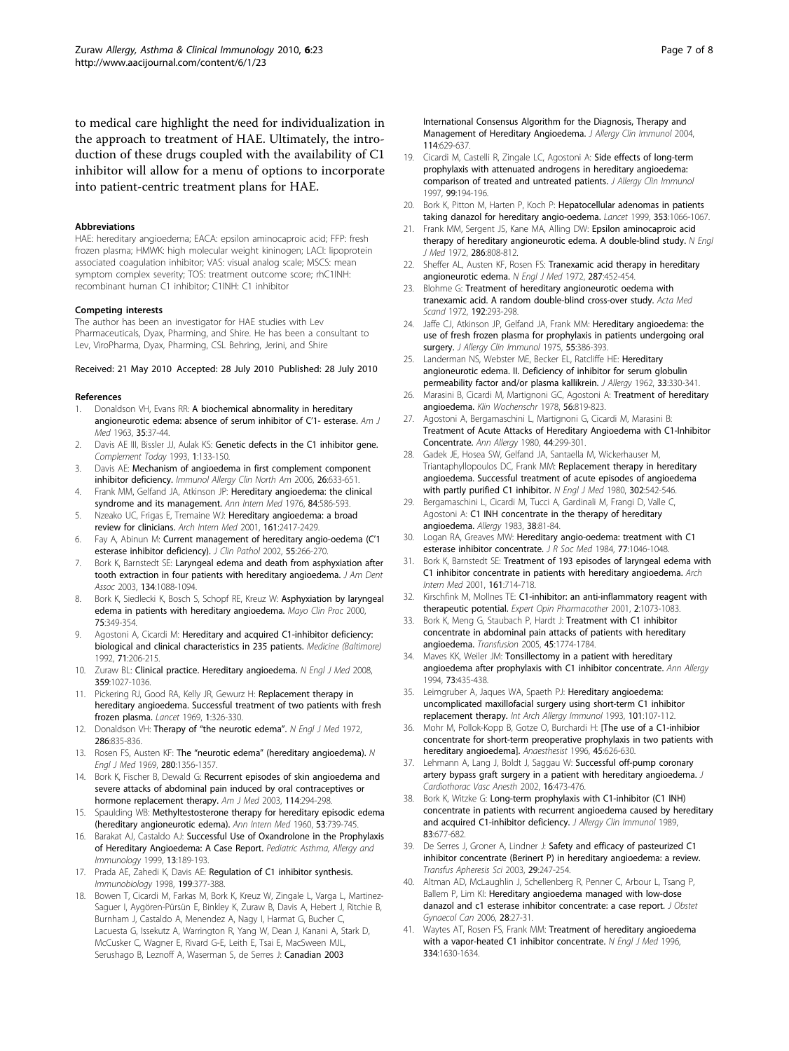to medical care highlight the need for individualization in the approach to treatment of HAE. Ultimately, the introduction of these drugs coupled with the availability of C1 inhibitor will allow for a menu of options to incorporate into patient-centric treatment plans for HAE.

#### Abbreviations

HAE: hereditary angioedema; EACA: epsilon aminocaproic acid; FFP: fresh frozen plasma; HMWK: high molecular weight kininogen; LACI: lipoprotein associated coagulation inhibitor; VAS: visual analog scale; MSCS: mean symptom complex severity; TOS: treatment outcome score; rhC1INH: recombinant human C1 inhibitor; C1INH: C1 inhibitor

#### Competing interests

The author has been an investigator for HAE studies with Lev Pharmaceuticals, Dyax, Pharming, and Shire. He has been a consultant to Lev, ViroPharma, Dyax, Pharming, CSL Behring, Jerini, and Shire

Received: 21 May 2010 Accepted: 28 July 2010 Published: 28 July 2010

#### References

1. Donaldson VH, Evans RR: **A biochemical abnormality in hereditary angioneurotic edema: absence of serum inhibitor of C'1- esterase.** *Am J Med* 1963, **35**:37-44.
2. Davis AE III, Bissler JJ, Aulak KS: **Genetic defects in the C1 inhibitor gene.** *Complement Today* 1993, **1**:133-150.
3. Davis AE: **Mechanism of angioedema in first complement component inhibitor deficiency.** *Immunol Allergy Clin North Am* 2006, **26**:633-651.
4. Frank MM, Gelfand JA, Atkinson JP: **Hereditary angioedema: the clinical syndrome and its management.** *Ann Intern Med* 1976, **84**:586-593.
5. Nzeako UC, Frigas E, Tremaine WJ: **Hereditary angioedema: a broad review for clinicians.** *Arch Intern Med* 2001, **161**:2417-2429.
6. Fay A, Abinun M: **Current management of hereditary angio-oedema (C'1 esterase inhibitor deficiency).** *J Clin Pathol* 2002, **55**:266-270.
7. Bork K, Barnstedt SE: **Laryngeal edema and death from asphyxiation after tooth extraction in four patients with hereditary angioedema.** *J Am Dent Assoc* 2003, **134**:1088-1094.
8. Bork K, Siedlecki K, Bosch S, Schopf RE, Kreuz W: **Asphyxiation by laryngeal edema in patients with hereditary angioedema.** *Mayo Clin Proc* 2000, **75**:349-354.
9. Agostoni A, Cicardi M: **Hereditary and acquired C1-inhibitor deficiency: biological and clinical characteristics in 235 patients.** *Medicine (Baltimore)* 1992, **71**:206-215.
10. Zuraw BL: **Clinical practice. Hereditary angioedema.** *N Engl J Med* 2008, **359**:1027-1036.
11. Pickering RJ, Good RA, Kelly JR, Gewurz H: **Replacement therapy in hereditary angioedema. Successful treatment of two patients with fresh frozen plasma.** *Lancet* 1969, **1**:326-330.
12. Donaldson VH: **Therapy of "the neurotic edema".** *N Engl J Med* 1972, **286**:835-836.
13. Rosen FS, Austen KF: **The "neurotic edema" (hereditary angioedema).** *N Engl J Med* 1969, **280**:1356-1357.
14. Bork K, Fischer B, Dewald G: **Recurrent episodes of skin angioedema and severe attacks of abdominal pain induced by oral contraceptives or hormone replacement therapy.** *Am J Med* 2003, **114**:294-298.
15. Spaulding WB: **Methyltestosterone therapy for hereditary episodic edema (hereditary angioneurotic edema).** *Ann Intern Med* 1960, **53**:739-745.
16. Barakat AJ, Castaldo AJ: **Successful Use of Oxandrolone in the Prophylaxis of Hereditary Angioedema: A Case Report.** *Pediatric Asthma, Allergy and Immunology* 1999, **13**:189-193.
17. Prada AE, Zahedi K, Davis AE: **Regulation of C1 inhibitor synthesis.** *Immunobiology* 1998, **199**:377-388.
18. Bowen T, Cicardi M, Farkas M, Bork K, Kreuz W, Zingale L, Varga L, Martinez-Saguer I, Aygören-Pürsün E, Binkley K, Zuraw B, Davis A, Hebert J, Ritchie B, Burnham J, Castaldo A, Menendez A, Nagy I, Harmat G, Bucher C, Lacuesta G, Issekutz A, Warrington R, Yang W, Dean J, Kanani A, Stark D, McCusker C, Wagner E, Rivard G-E, Leith E, Tsai E, MacSween MJL, Serushago B, Leznoff A, Waserman S, de Serres J: **Canadian 2003 International Consensus Algorithm for the Diagnosis, Therapy and Management of Hereditary Angioedema.** *J Allergy Clin Immunol* 2004, **114**:629-637.
19. Cicardi M, Castelli R, Zingale LC, Agostoni A: **Side effects of long-term prophylaxis with attenuated androgens in hereditary angioedema: comparison of treated and untreated patients.** *J Allergy Clin Immunol* 1997, **99**:194-196.
20. Bork K, Pitton M, Harten P, Koch P: **Hepatocellular adenomas in patients taking danazol for hereditary angio-oedema.** *Lancet* 1999, **353**:1066-1067.
21. Frank MM, Sergent JS, Kane MA, Alling DW: **Epsilon aminocaproic acid therapy of hereditary angioneurotic edema. A double-blind study.** *N Engl J Med* 1972, **286**:808-812.
22. Sheffer AL, Austen KF, Rosen FS: **Tranexamic acid therapy in hereditary angioneurotic edema.** *N Engl J Med* 1972, **287**:452-454.
23. Blohme G: **Treatment of hereditary angioneurotic oedema with tranexamic acid. A random double-blind cross-over study.** *Acta Med Scand* 1972, **192**:293-298.
24. Jaffe CJ, Atkinson JP, Gelfand JA, Frank MM: **Hereditary angioedema: the use of fresh frozen plasma for prophylaxis in patients undergoing oral surgery.** *J Allergy Clin Immunol* 1975, **55**:386-393.
25. Landerman NS, Webster ME, Becker EL, Ratcliffe HE: **Hereditary angioneurotic edema. II. Deficiency of inhibitor for serum globulin permeability factor and/or plasma kallikrein.** *J Allergy* 1962, **33**:330-341.
26. Marasini B, Cicardi M, Martignoni GC, Agostoni A: **Treatment of hereditary angioedema.** *Klin Wochenschr* 1978, **56**:819-823.
27. Agostoni A, Bergamaschini L, Martignoni G, Cicardi M, Marasini B: **Treatment of Acute Attacks of Hereditary Angioedema with C1-Inhibitor Concentrate.** *Ann Allergy* 1980, **44**:299-301.
28. Gadek JE, Hosea SW, Gelfand JA, Santaella M, Wickerhauser M, Triantaphyllopoulos DC, Frank MM: **Replacement therapy in hereditary angioedema. Successful treatment of acute episodes of angioedema with partly purified C1 inhibitor.** *N Engl J Med* 1980, **302**:542-546.
29. Bergamaschini L, Cicardi M, Tucci A, Gardinali M, Frangi D, Valle C, Agostoni A: **C1 INH concentrate in the therapy of hereditary angioedema.** *Allergy* 1983, **38**:81-84.
30. Logan RA, Greaves MW: **Hereditary angio-oedema: treatment with C1 esterase inhibitor concentrate.** *J R Soc Med* 1984, **77**:1046-1048.
31. Bork K, Barnstedt SE: **Treatment of 193 episodes of laryngeal edema with C1 inhibitor concentrate in patients with hereditary angioedema.** *Arch Intern Med* 2001, **161**:714-718.
32. Kirschfink M, Mollnes TE: **C1-inhibitor: an anti-inflammatory reagent with therapeutic potential.** *Expert Opin Pharmacother* 2001, **2**:1073-1083.
33. Bork K, Meng G, Staubach P, Hardt J: **Treatment with C1 inhibitor concentrate in abdominal pain attacks of patients with hereditary angioedema.** *Transfusion* 2005, **45**:1774-1784.
34. Maves KK, Weiler JM: **Tonsillectomy in a patient with hereditary angioedema after prophylaxis with C1 inhibitor concentrate.** *Ann Allergy* 1994, **73**:435-438.
35. Leimgruber A, Jaques WA, Spaeth PJ: **Hereditary angioedema: uncomplicated maxillofacial surgery using short-term C1 inhibitor replacement therapy.** *Int Arch Allergy Immunol* 1993, **101**:107-112.
36. Mohr M, Pollok-Kopp B, Gotze O, Burchardi H: **[The use of a C1-inhibior concentrate for short-term preoperative prophylaxis in two patients with hereditary angioedema].** *Anaesthesist* 1996, **45**:626-630.
37. Lehmann A, Lang J, Boldt J, Saggau W: **Successful off-pump coronary artery bypass graft surgery in a patient with hereditary angioedema.** *J Cardiothorac Vasc Anesth* 2002, **16**:473-476.
38. Bork K, Witzke G: **Long-term prophylaxis with C1-inhibitor (C1 INH) concentrate in patients with recurrent angioedema caused by hereditary and acquired C1-inhibitor deficiency.** *J Allergy Clin Immunol* 1989, **83**:677-682.
39. De Serres J, Groner A, Lindner J: **Safety and efficacy of pasteurized C1 inhibitor concentrate (Berinert P) in hereditary angioedema: a review.** *Transfus Apheresis Sci* 2003, **29**:247-254.
40. Altman AD, McLaughlin J, Schellenberg R, Penner C, Arbour L, Tsang P, Ballem P, Lim KI: **Hereditary angioedema managed with low-dose danazol and c1 esterase inhibitor concentrate: a case report.** *J Obstet Gynaecol Can* 2006, **28**:27-31.
41. Waytes AT, Rosen FS, Frank MM: **Treatment of hereditary angioedema with a vapor-heated C1 inhibitor concentrate.** *N Engl J Med* 1996, **334**:1630-1634.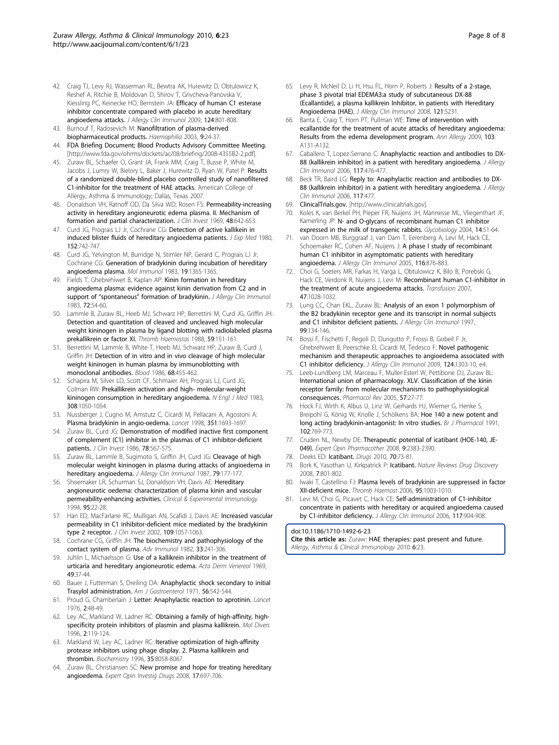42. Craig TJ, Levy RJ, Wasserman RL, Bewtra AK, Hurewitz D, Obtulowicz K, Reshef A, Ritchie B, Moldovan D, Shirov T, Grivcheva-Panovska V, Kiessling PC, Keinecke HO, Bernstein JA: **Efficacy of human C1 esterase inhibitor concentrate compared with placebo in acute hereditary angioedema attacks.** *J Allergy Clin Immunol* 2009, **124**:801-808.
43. Burnouf T, Radosevich M: **Nanofiltration of plasma-derived biopharmaceutical products.** *Haemophilia* 2003, **9**:24-37.
44. **FDA Briefing Document; Blood Products Advisory Committee Meeting.** [http://www.fda.gov/ohrms/dockets/ac/08/briefing/2008-4355B2-2.pdf].
45. Zuraw BL, Schaefer O, Grant JA, Frank MM, Craig T, Busse P, White M, Jacobs J, Lumry W, Bielory L, Baker J, Hurewitz D, Ryan W, Patel P: **Results of a randomized double-blind placebo controlled study of nanofiltered C1-inhibitor for the treatment of HAE attacks.** American College of Allergy, Asthma & Immunology; Dallas, Texas 2007.
46. Donaldson VH, Ratnoff OD, Da Silva WD, Rosen FS: **Permeability-increasing activity in hereditary angioneurotic edema plasma. II. Mechanism of formation and partial characterization.** *J Clin Invest* 1969, **48**:642-653.
47. Curd JG, Prograis LJ Jr, Cochrane CG: **Detection of active kallikein in induced blister fluids of hereditary angioedema patients.** *J Exp Med* 1980, **152**:742-747.
48. Curd JG, Yelvington M, Burridge N, Stimler NP, Gerard C, Prograis LJ, Cochrane CG: **Generation of bradykinin during incubation of hereditary angioedema plasma.** *Mol Immunol* 1983, **19**:1365-1365.
49. Fields T, Ghebrehiwet B, Kaplan AP: **Kinin formation in hereditary angioedema plasma: evidence against kinin derivation from C2 and in support of "spontaneous" formation of bradykinin.** *J Allergy Clin Immunol* 1983, **72**:54-60.
50. Lammle B, Zuraw BL, Heeb MJ, Schwarz HP, Berrettini M, Curd JG, Griffin JH: **Detection and quantitation of cleaved and uncleaved high molecular weight kininogen in plasma by ligand blotting with radiolabeled plasma prekallikrein or factor XI.** *Thromb Haemostas* 1988, **59**:151-161.
51. Berrettini M, Lammle B, White T, Heeb MJ, Schwarz HP, Zuraw B, Curd J, Griffin JH: **Detection of in vitro and in vivo cleavage of high molecular weight kininogen in human plasma by immunoblotting with monoclonal antibodies.** *Blood* 1986, **68**:455-462.
52. Schapira M, Silver LD, Scott CF, Schmaier AH, Prograis LJ, Curd JG, Colman RW: **Prekallikrein activation and high- molecular-weight kininogen consumption in hereditary angioedema.** *N Engl J Med* 1983, **308**:1050-1054.
53. Nussberger J, Cugno M, Amstutz C, Cicardi M, Pellacani A, Agostoni A: **Plasma bradykinin in angio-oedema.** *Lancet* 1998, **351**:1693-1697.
54. Zuraw BL, Curd JG: **Demonstration of modified inactive first component of complement (C1) inhibitor in the plasmas of C1 inhibitor-deficient patients.** *J Clin Invest* 1986, **78**:567-575.
55. Zuraw BL, Lammle B, Sugimoto S, Griffin JH, Curd JG: **Cleavage of high molecular weight kininogen in plasma during attacks of angioedema in hereditary angioedema.** *J Allergy Clin Immunol* 1987, **79**:177-177.
56. Shoemaker LR, Schurman SJ, Donaldson VH, Davis AE: **Hereditary angioneurotic oedema: characterization of plasma kinin and vascular permeability-enhancing activities.** *Clinical & Experimental Immunology* 1994, **95**:22-28.
57. Han ED, MacFarlane RC, Mulligan AN, Scafidi J, Davis AE: **Increased vascular permeability in C1 inhibitor-deficient mice mediated by the bradykinin type 2 receptor.** *J Clin Invest* 2002, **109**:1057-1063.
58. Cochrane CG, Griffin JH: **The biochemistry and pathophysiology of the contact system of plasma.** *Adv Immunol* 1982, **33**:241-306.
59. Juhlin L, Michaelsson G: **Use of a kallikrein inhibitor in the treatment of urticaria and hereditary angioneurotic edema.** *Acta Derm Venereol* 1969, **49**:37-44.
60. Bauer J, Futterman S, Dreiling DA: **Anaphylactic shock secondary to initial Trasylol administration.** *Am J Gastroenterol* 1971, **56**:542-544.
61. Proud G, Chamberlain J: **Letter: Anaphylactic reaction to aprotinin.** *Lancet* 1976, **2**:48-49.
62. Ley AC, Markland W, Ladner RC: **Obtaining a family of high-affinity, high-specificity protein inhibitors of plasmin and plasma kallikrein.** *Mol Divers* 1996, **2**:119-124.
63. Markland W, Ley AC, Ladner RC: **Iterative optimization of high-affinity protease inhibitors using phage display. 2. Plasma kallikrein and thrombin.** *Biochemistry* 1996, **35**:8058-8067.
64. Zuraw BL, Christiansen SC: **New promise and hope for treating hereditary angioedema.** *Expert Opin Investig Drugs* 2008, **17**:697-706.
65. Levy R, McNeil D, Li H, Hsu FL, Horn P, Roberts J: **Results of a 2-stage, phase 3 pivotal trial EDEMA3:a study of subcutaneous DX-88 (Ecallantide), a plasma kallikrein Inhibitor, in patients with Hereditary Angioedema (HAE).** *J Allergy Clin Immunol* 2008, **121**:S231.
66. Banta E, Craig T, Horn PT, Pullman WE: **Time of intervention with ecallantide for the treatment of acute attacks of hereditary angioedema: Results from the edema development program.** *Ann Allergy* 2009, **103**: A131-A132.
67. Caballero T, Lopez-Serrano C: **Anaphylactic reaction and antibodies to DX-88 (kallikrein inhibitor) in a patient with hereditary angioedema.** *J Allergy Clin Immunol* 2006, **117**:476-477.
68. Beck TR, Baird LG: **Reply to: Anaphylactic reaction and antibodies to DX-88 (kallikrein inhibitor) in a patient with hereditary angioedema.** *J Allergy Clin Immunol* 2006, **117**:477.
69. **ClinicalTrials.gov.** [http://www.clinicaltrials.gov].
70. Koles K, van Berkel PH, Pieper FR, Nuijens JH, Mannesse ML, Vliegenthart JF, Kamerling JP: **N- and O-glycans of recombinant human C1 inhibitor expressed in the milk of transgenic rabbits.** *Glycobiology* 2004, **14**:51-64.
71. van Doorn MB, Burggraaf J, van Dam T, Eerenberg A, Levi M, Hack CE, Schoemaker RC, Cohen AF, Nuijens J: **A phase I study of recombinant human C1 inhibitor in asymptomatic patients with hereditary angioedema.** *J Allergy Clin Immunol* 2005, **116**:876-883.
72. Choi G, Soeters MR, Farkas H, Varga L, Obtulowicz K, Bilo B, Porebski G, Hack CE, Verdonk R, Nuijens J, Levi M: **Recombinant human C1-inhibitor in the treatment of acute angioedema attacks.** *Transfusion* 2007, **47**:1028-1032.
73. Lung CC, Chan EKL, Zuraw BL: **Analysis of an exon 1 polymorphism of the B2 bradykinin receptor gene and its transcript in normal subjects and C1 inhibitor deficient patients.** *J Allergy Clin Immunol* 1997, **99**:134-146.
74. Bossi F, Fischetti F, Regoli D, Durigutto P, Frossi B, Gobeil F Jr, Ghebrehiwet B, Peerschke EI, Cicardi M, Tedesco F: **Novel pathogenic mechanism and therapeutic approaches to angioedema associated with C1 inhibitor deficiency.** *J Allergy Clin Immunol* 2009, **124**:1303-10, e4.
75. Leeb-Lundberg LM, Marceau F, Muller-Esterl W, Pettibone DJ, Zuraw BL: **International union of pharmacology. XLV. Classification of the kinin receptor family: from molecular mechanisms to pathophysiological consequences.** *Pharmacol Rev* 2005, **57**:27-77.
76. Hock FJ, Wirth K, Albus U, Linz W, Gerhards HJ, Wiemer G, Henke S, Breipohl G, König W, Knolle J, Schölkens BA: **Hoe 140 a new potent and long acting bradykinin-antagonist: In vitro studies.** *Br J Pharmacol* 1991, **102**:769-773.
77. Cruden NL, Newby DE: **Therapeutic potential of icatibant (HOE-140, JE-049).** *Expert Opin Pharmacother* 2008, **9**:2383-2390.
78. Deeks ED: **Icatibant.** *Drugs* 2010, **70**:73-81.
79. Bork K, Yasothan U, Kirkpatrick P: **Icatibant.** *Nature Reviews Drug Discovery* 2008, **7**:801-802.
80. Iwaki T, Castellino FJ: **Plasma levels of bradykinin are suppressed in factor XII-deficient mice.** *Thromb Haemost* 2006, **95**:1003-1010.
81. Levi M, Choi G, Picavet C, Hack CE: **Self-administration of C1-inhibitor concentrate in patients with hereditary or acquired angioedema caused by C1-inhibitor deficiency.** *J Allergy Clin Immunol* 2006, **117**:904-908.

doi:10.1186/1710-1492-6-23

**Cite this article as:** Zuraw: HAE therapies: past present and future. *Allergy, Asthma & Clinical Immunology* 2010 **6**:23.